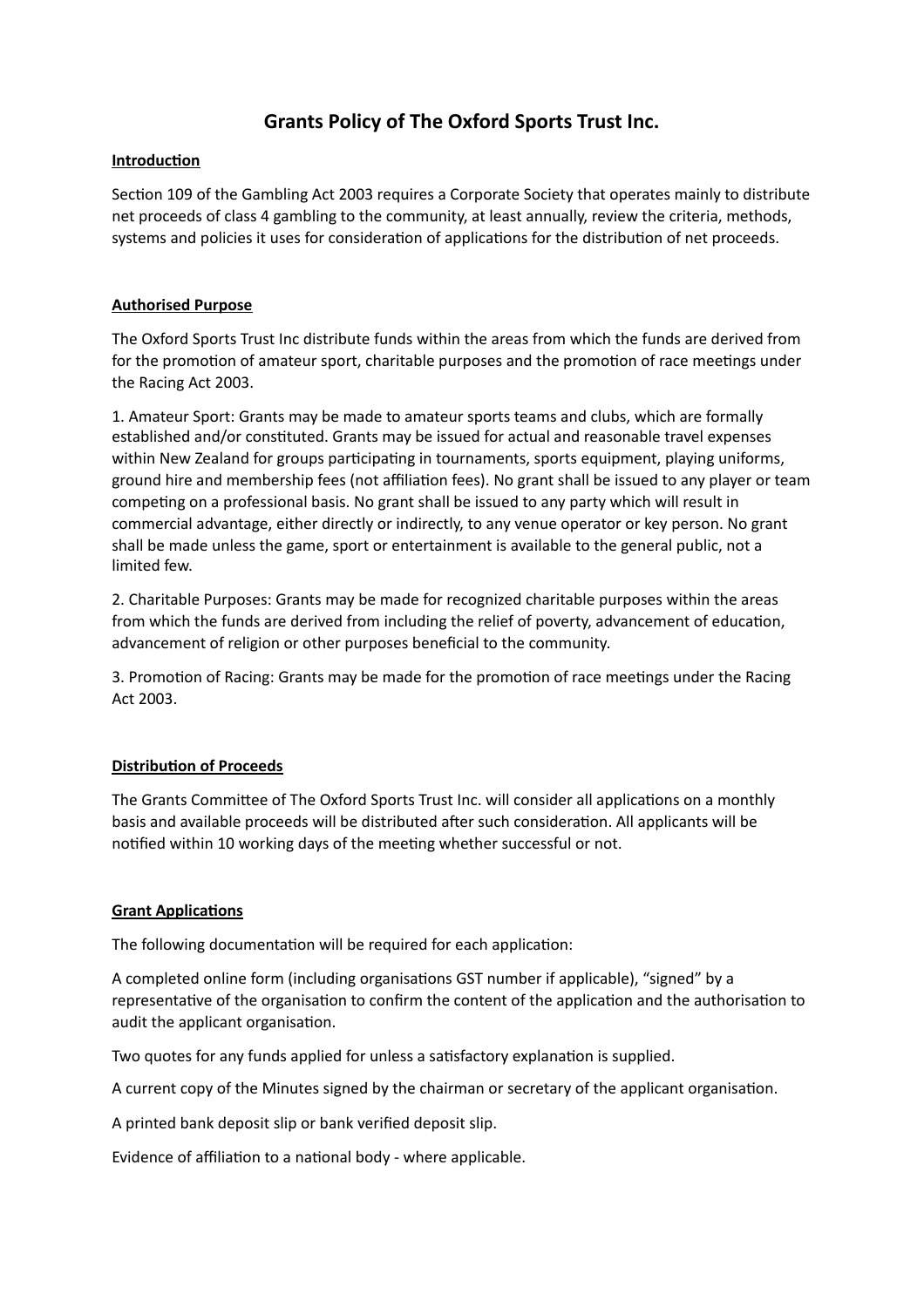# Grants Policy of The Oxford Sports Trust Inc.

**Introduction**

Section 109 of the Gambling Act 2003 requires a Corporate Society that operates mainly to distribute net proceeds of class 4 gambling to the community, at least annually, review the criteria, methods, systems and policies it uses for consideration of applications for the distribution of net proceeds.

**Authorised Purpose**

The Oxford Sports Trust Inc distribute funds within the areas from which the funds are derived from for the promotion of amateur sport, charitable purposes and the promotion of race meetings under the Racing Act 2003.

1. Amateur Sport: Grants may be made to amateur sports teams and clubs, which are formally established and/or constituted. Grants may be issued for actual and reasonable travel expenses within New Zealand for groups participating in tournaments, sports equipment, playing uniforms, ground hire and membership fees (not affiliation fees). No grant shall be issued to any player or team competing on a professional basis. No grant shall be issued to any party which will result in commercial advantage, either directly or indirectly, to any venue operator or key person. No grant shall be made unless the game, sport or entertainment is available to the general public, not a limited few.

2. Charitable Purposes: Grants may be made for recognized charitable purposes within the areas from which the funds are derived from including the relief of poverty, advancement of education, advancement of religion or other purposes beneficial to the community.

3. Promotion of Racing: Grants may be made for the promotion of race meetings under the Racing Act 2003.

**Distribution of Proceeds**

The Grants Committee of The Oxford Sports Trust Inc. will consider all applications on a monthly basis and available proceeds will be distributed after such consideration. All applicants will be notified within 10 working days of the meeting whether successful or not.

**Grant Applications**

The following documentation will be required for each application:

A completed online form (including organisations GST number if applicable), "signed" by a representative of the organisation to confirm the content of the application and the authorisation to audit the applicant organisation.

Two quotes for any funds applied for unless a satisfactory explanation is supplied.

A current copy of the Minutes signed by the chairman or secretary of the applicant organisation.

A printed bank deposit slip or bank verified deposit slip.

Evidence of affiliation to a national body - where applicable.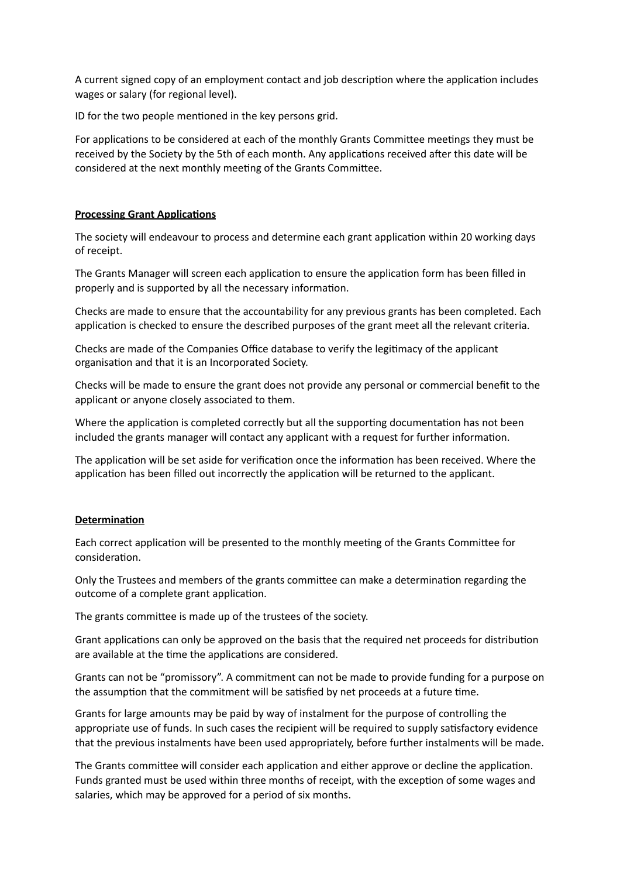A current signed copy of an employment contact and job description where the application includes wages or salary (for regional level).

ID for the two people mentioned in the key persons grid.

For applications to be considered at each of the monthly Grants Committee meetings they must be received by the Society by the 5th of each month. Any applications received after this date will be considered at the next monthly meeting of the Grants Committee.

## Processing Grant Applications

The society will endeavour to process and determine each grant application within 20 working days of receipt.

The Grants Manager will screen each application to ensure the application form has been filled in properly and is supported by all the necessary information.

Checks are made to ensure that the accountability for any previous grants has been completed. Each application is checked to ensure the described purposes of the grant meet all the relevant criteria.

Checks are made of the Companies Office database to verify the legitimacy of the applicant organisation and that it is an Incorporated Society.

Checks will be made to ensure the grant does not provide any personal or commercial benefit to the applicant or anyone closely associated to them.

Where the application is completed correctly but all the supporting documentation has not been included the grants manager will contact any applicant with a request for further information.

The application will be set aside for verification once the information has been received. Where the application has been filled out incorrectly the application will be returned to the applicant.

## Determination

Each correct application will be presented to the monthly meeting of the Grants Committee for consideration.

Only the Trustees and members of the grants committee can make a determination regarding the outcome of a complete grant application.

The grants committee is made up of the trustees of the society.

Grant applications can only be approved on the basis that the required net proceeds for distribution are available at the time the applications are considered.

Grants can not be "promissory". A commitment can not be made to provide funding for a purpose on the assumption that the commitment will be satisfied by net proceeds at a future time.

Grants for large amounts may be paid by way of instalment for the purpose of controlling the appropriate use of funds. In such cases the recipient will be required to supply satisfactory evidence that the previous instalments have been used appropriately, before further instalments will be made.

The Grants committee will consider each application and either approve or decline the application. Funds granted must be used within three months of receipt, with the exception of some wages and salaries, which may be approved for a period of six months.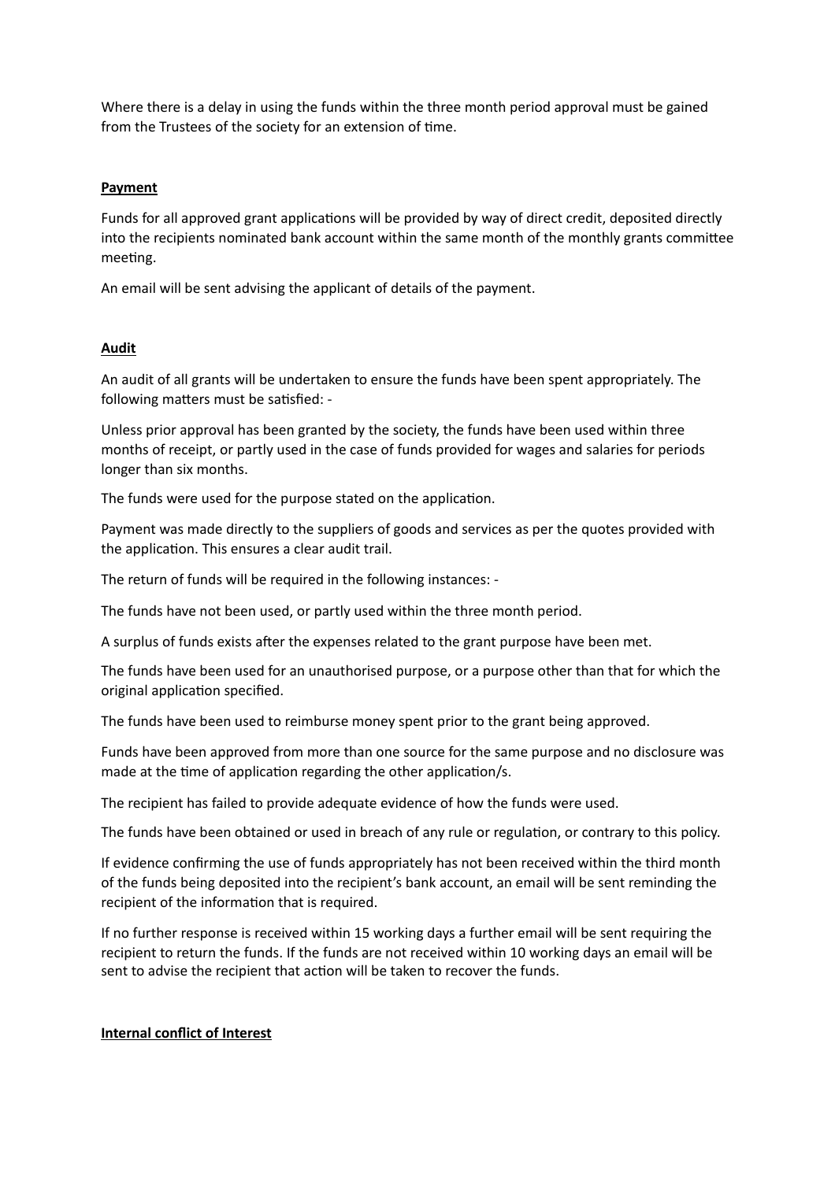Where there is a delay in using the funds within the three month period approval must be gained from the Trustees of the society for an extension of time.

**Payment**

Funds for all approved grant applications will be provided by way of direct credit, deposited directly into the recipients nominated bank account within the same month of the monthly grants committee meeting.

An email will be sent advising the applicant of details of the payment.

**Audit**

An audit of all grants will be undertaken to ensure the funds have been spent appropriately. The following matters must be satisfied: -

Unless prior approval has been granted by the society, the funds have been used within three months of receipt, or partly used in the case of funds provided for wages and salaries for periods longer than six months.

The funds were used for the purpose stated on the application.

Payment was made directly to the suppliers of goods and services as per the quotes provided with the application. This ensures a clear audit trail.

The return of funds will be required in the following instances: -

The funds have not been used, or partly used within the three month period.

A surplus of funds exists after the expenses related to the grant purpose have been met.

The funds have been used for an unauthorised purpose, or a purpose other than that for which the original application specified.

The funds have been used to reimburse money spent prior to the grant being approved.

Funds have been approved from more than one source for the same purpose and no disclosure was made at the time of application regarding the other application/s.

The recipient has failed to provide adequate evidence of how the funds were used.

The funds have been obtained or used in breach of any rule or regulation, or contrary to this policy.

If evidence confirming the use of funds appropriately has not been received within the third month of the funds being deposited into the recipient's bank account, an email will be sent reminding the recipient of the information that is required.

If no further response is received within 15 working days a further email will be sent requiring the recipient to return the funds. If the funds are not received within 10 working days an email will be sent to advise the recipient that action will be taken to recover the funds.

**Internal conflict of Interest**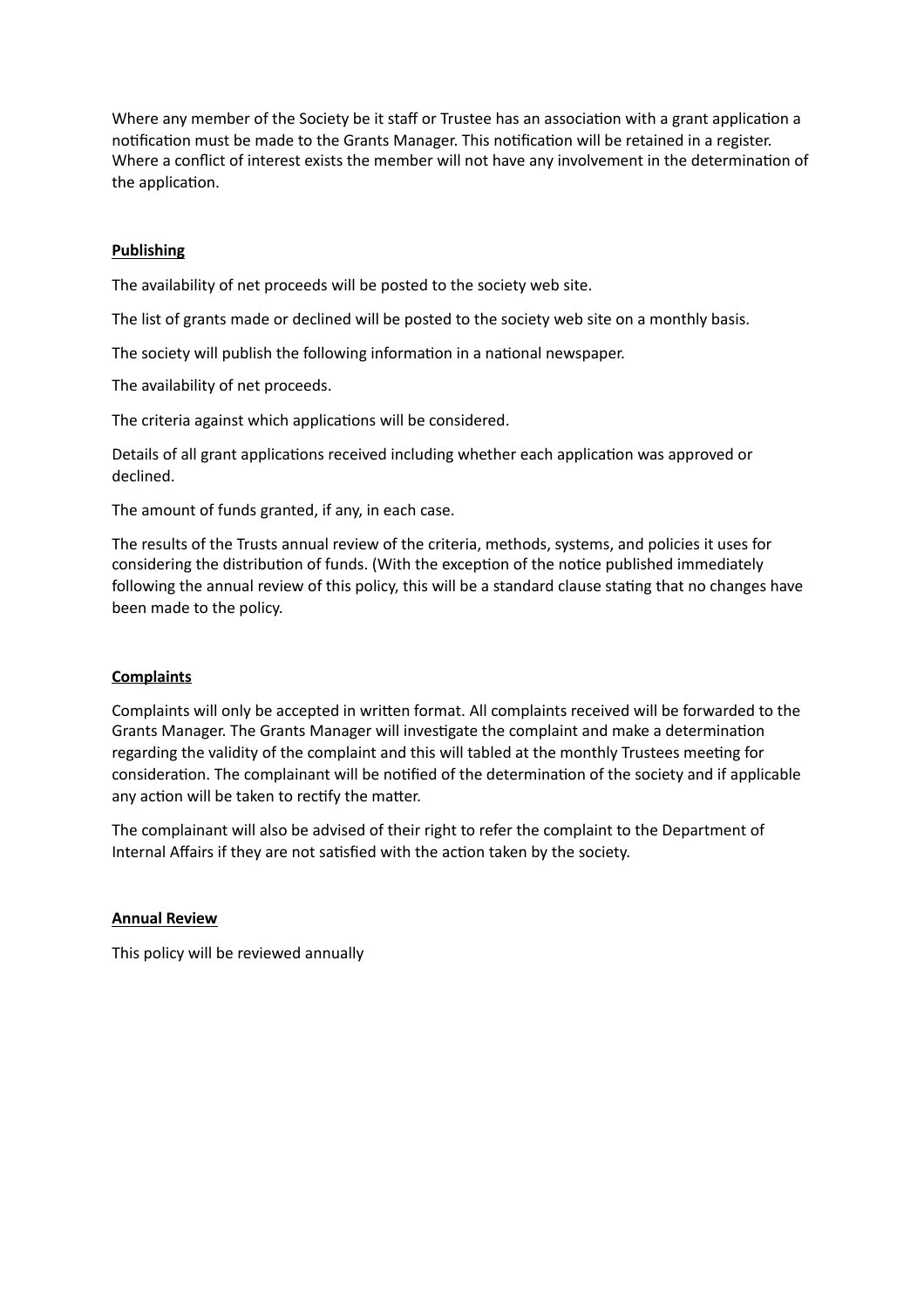Where any member of the Society be it staff or Trustee has an association with a grant application a notification must be made to the Grants Manager. This notification will be retained in a register. Where a conflict of interest exists the member will not have any involvement in the determination of the application.

**Publishing**

The availability of net proceeds will be posted to the society web site.

The list of grants made or declined will be posted to the society web site on a monthly basis.

The society will publish the following information in a national newspaper.

The availability of net proceeds.

The criteria against which applications will be considered.

Details of all grant applications received including whether each application was approved or declined.

The amount of funds granted, if any, in each case.

The results of the Trusts annual review of the criteria, methods, systems, and policies it uses for considering the distribution of funds. (With the exception of the notice published immediately following the annual review of this policy, this will be a standard clause stating that no changes have been made to the policy.

**Complaints**

Complaints will only be accepted in written format. All complaints received will be forwarded to the Grants Manager. The Grants Manager will investigate the complaint and make a determination regarding the validity of the complaint and this will tabled at the monthly Trustees meeting for consideration. The complainant will be notified of the determination of the society and if applicable any action will be taken to rectify the matter.

The complainant will also be advised of their right to refer the complaint to the Department of Internal Affairs if they are not satisfied with the action taken by the society.

**Annual Review**

This policy will be reviewed annually